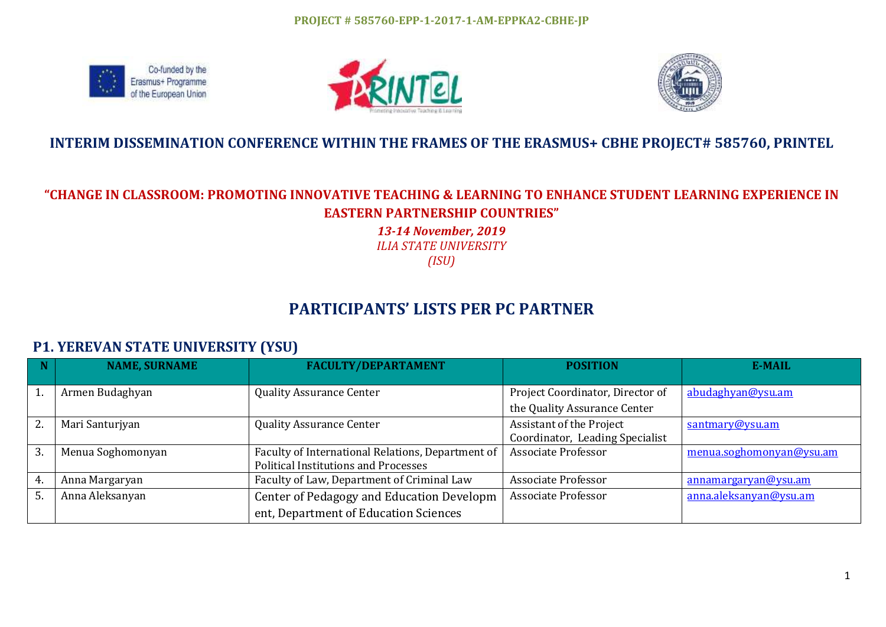**PROJECT # 585760-EPP-1-2017-1-AM-EPPKA2-CBHE-JP**

Co-funded by the Erasmus+ Programme of the European Union

## INTERIM DISSEMINATION CONFERENCE WITHIN THE FRAMES OF THE ERASMUS+ CBHE PROJECT# 585760, PRINTEL

### "CHANGE IN CLASSROOM: PROMOTING INNOVATIVE TEACHING & LEARNING TO ENHANCE STUDENT LEARNING EXPERIENCE IN EASTERN PARTNERSHIP COUNTRIES"

*13-14 November, 2019*
*ILIA STATE UNIVERSITY*
*(ISU)*

# PARTICIPANTS' LISTS PER PC PARTNER

## P1. YEREVAN STATE UNIVERSITY (YSU)

| N | NAME, SURNAME | FACULTY/DEPARTAMENT | POSITION | E-MAIL |
|---|---|---|---|---|
| 1. | Armen Budaghyan | Quality Assurance Center | Project Coordinator, Director of the Quality Assurance Center | abudaghyan@ysu.am |
| 2. | Mari Santurjyan | Quality Assurance Center | Assistant of the Project Coordinator, Leading Specialist | santmary@ysu.am |
| 3. | Menua Soghomonyan | Faculty of International Relations, Department of Political Institutions and Processes | Associate Professor | menua.soghomonyan@ysu.am |
| 4. | Anna Margaryan | Faculty of Law, Department of Criminal Law | Associate Professor | annamargaryan@ysu.am |
| 5. | Anna Aleksanyan | Center of Pedagogy and Education Development, Department of Education Sciences | Associate Professor | anna.aleksanyan@ysu.am |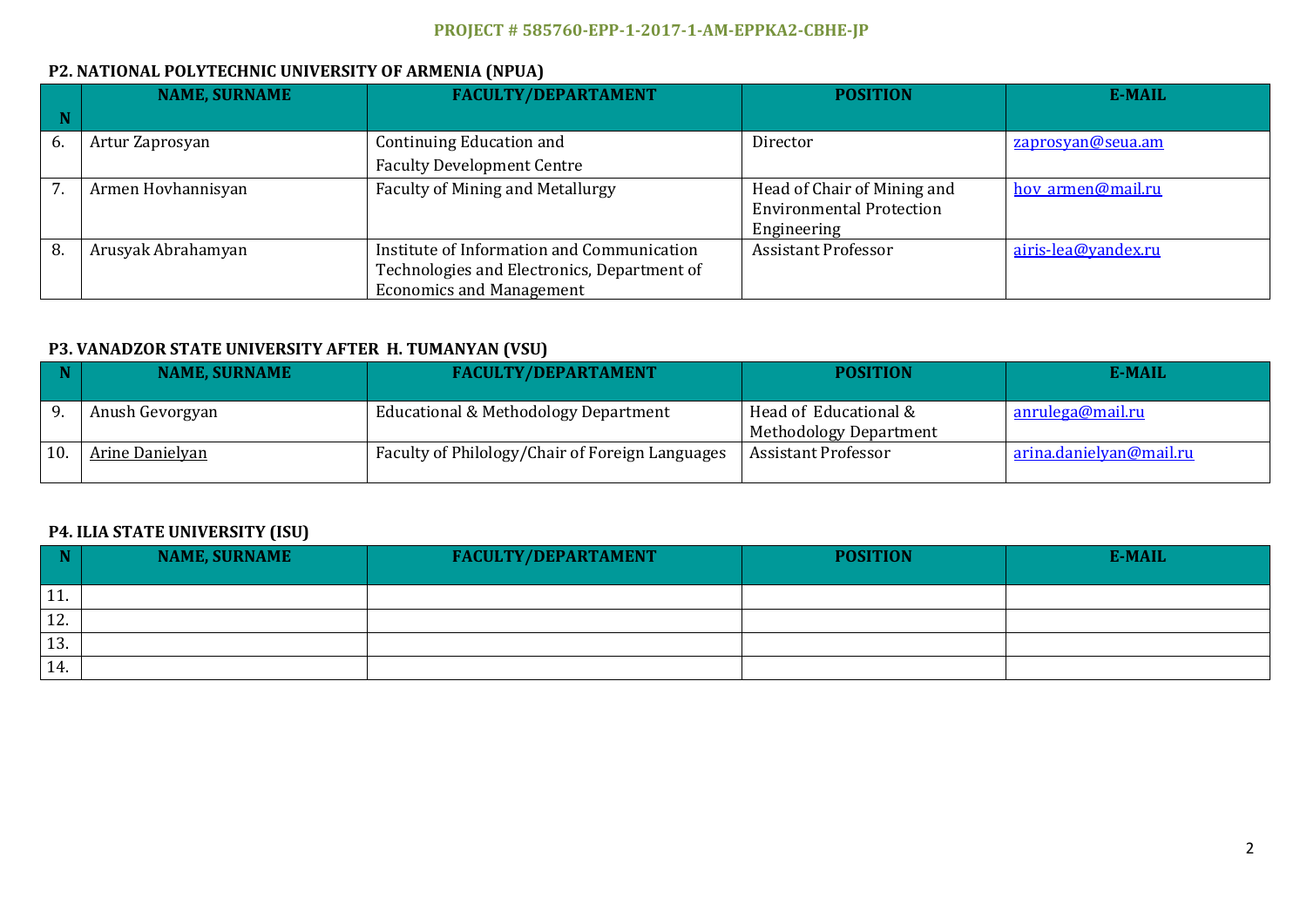**PROJECT # 585760-EPP-1-2017-1-AM-EPPKA2-CBHE-JP**

### P2. NATIONAL POLYTECHNIC UNIVERSITY OF ARMENIA (NPUA)

| N | NAME, SURNAME | FACULTY/DEPARTAMENT | POSITION | E-MAIL |
|---|---|---|---|---|
| 6. | Artur Zaprosyan | Continuing Education and Faculty Development Centre | Director | zaprosyan@seua.am |
| 7. | Armen Hovhannisyan | Faculty of Mining and Metallurgy | Head of Chair of Mining and Environmental Protection Engineering | hov_armen@mail.ru |
| 8. | Arusyak Abrahamyan | Institute of Information and Communication Technologies and Electronics, Department of Economics and Management | Assistant Professor | airis-lea@yandex.ru |

### P3. VANADZOR STATE UNIVERSITY AFTER H. TUMANYAN (VSU)

| N | NAME, SURNAME | FACULTY/DEPARTAMENT | POSITION | E-MAIL |
|---|---|---|---|---|
| 9. | Anush Gevorgyan | Educational & Methodology Department | Head of Educational & Methodology Department | anrulega@mail.ru |
| 10. | Arine Danielyan | Faculty of Philology/Chair of Foreign Languages | Assistant Professor | arina.danielyan@mail.ru |

### P4. ILIA STATE UNIVERSITY (ISU)

| N | NAME, SURNAME | FACULTY/DEPARTAMENT | POSITION | E-MAIL |
|---|---|---|---|---|
| 11. | | | | |
| 12. | | | | |
| 13. | | | | |
| 14. | | | | |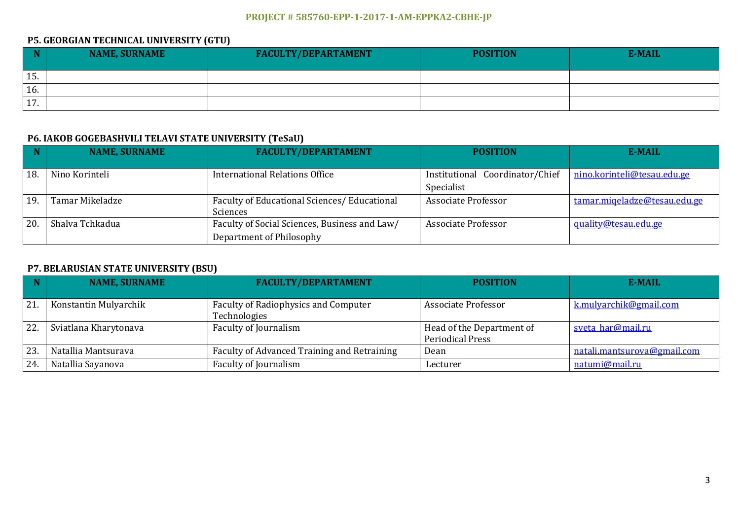**P5. GEORGIAN TECHNICAL UNIVERSITY (GTU)**

| N | NAME, SURNAME | FACULTY/DEPARTAMENT | POSITION | E-MAIL |
|---|---|---|---|---|
| 15. | | | | |
| 16. | | | | |
| 17. | | | | |

**P6. IAKOB GOGEBASHVILI TELAVI STATE UNIVERSITY (TeSaU)**

| N | NAME, SURNAME | FACULTY/DEPARTAMENT | POSITION | E-MAIL |
|---|---|---|---|---|
| 18. | Nino Korinteli | International Relations Office | Institutional Coordinator/Chief Specialist | nino.korinteli@tesau.edu.ge |
| 19. | Tamar Mikeladze | Faculty of Educational Sciences/ Educational Sciences | Associate Professor | tamar.miqeladze@tesau.edu.ge |
| 20. | Shalva Tchkadua | Faculty of Social Sciences, Business and Law/ Department of Philosophy | Associate Professor | quality@tesau.edu.ge |

**P7. BELARUSIAN STATE UNIVERSITY (BSU)**

| N | NAME, SURNAME | FACULTY/DEPARTAMENT | POSITION | E-MAIL |
|---|---|---|---|---|
| 21. | Konstantin Mulyarchik | Faculty of Radiophysics and Computer Technologies | Associate Professor | k.mulyarchik@gmail.com |
| 22. | Sviatlana Kharytonava | Faculty of Journalism | Head of the Department of Periodical Press | sveta_har@mail.ru |
| 23. | Natallia Mantsurava | Faculty of Advanced Training and Retraining | Dean | natali.mantsurova@gmail.com |
| 24. | Natallia Sayanova | Faculty of Journalism | Lecturer | natumi@mail.ru |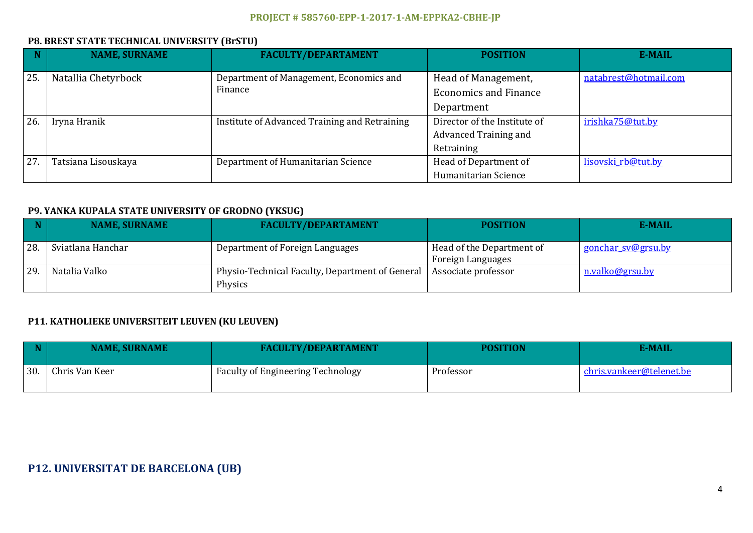### P8. BREST STATE TECHNICAL UNIVERSITY (BrSTU)

| N | NAME, SURNAME | FACULTY/DEPARTAMENT | POSITION | E-MAIL |
|---|---|---|---|---|
| 25. | Natallia Chetyrbock | Department of Management, Economics and Finance | Head of Management, Economics and Finance Department | natabrest@hotmail.com |
| 26. | Iryna Hranik | Institute of Advanced Training and Retraining | Director of the Institute of Advanced Training and Retraining | irishka75@tut.by |
| 27. | Tatsiana Lisouskaya | Department of Humanitarian Science | Head of Department of Humanitarian Science | lisovski_rb@tut.by |

### P9. YANKA KUPALA STATE UNIVERSITY OF GRODNO (YKSUG)

| N | NAME, SURNAME | FACULTY/DEPARTAMENT | POSITION | E-MAIL |
|---|---|---|---|---|
| 28. | Sviatlana Hanchar | Department of Foreign Languages | Head of the Department of Foreign Languages | gonchar_sv@grsu.by |
| 29. | Natalia Valko | Physio-Technical Faculty, Department of General Physics | Associate professor | n.valko@grsu.by |

### P11. KATHOLIEKE UNIVERSITEIT LEUVEN (KU LEUVEN)

| N | NAME, SURNAME | FACULTY/DEPARTAMENT | POSITION | E-MAIL |
|---|---|---|---|---|
| 30. | Chris Van Keer | Faculty of Engineering Technology | Professor | chris.vankeer@telenet.be |

## P12. UNIVERSITAT DE BARCELONA (UB)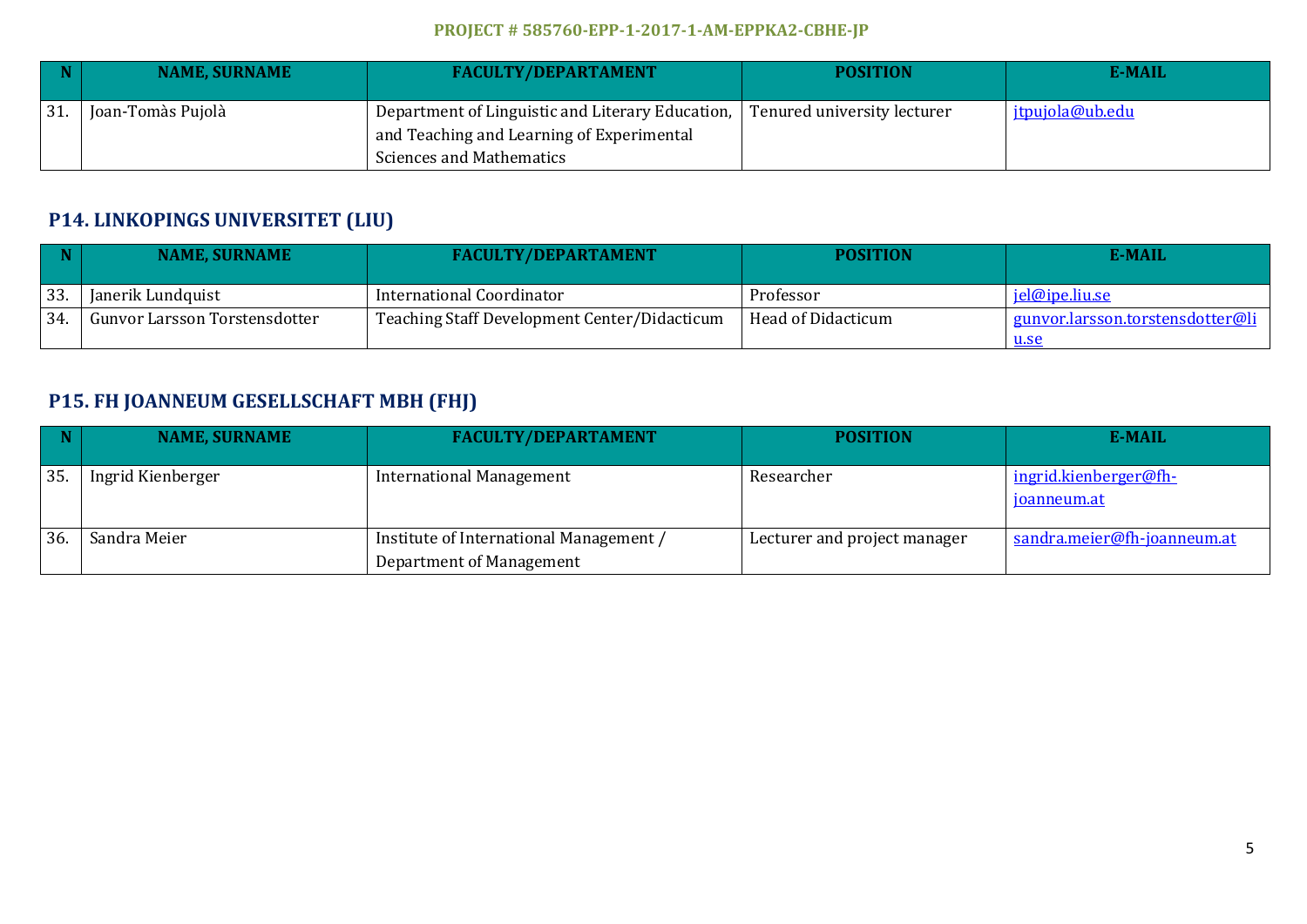| N | NAME, SURNAME | FACULTY/DEPARTAMENT | POSITION | E-MAIL |
|---|---|---|---|---|
| 31. | Joan-Tomàs Pujolà | Department of Linguistic and Literary Education, and Teaching and Learning of Experimental Sciences and Mathematics | Tenured university lecturer | jtpujola@ub.edu |

## P14. LINKOPINGS UNIVERSITET (LIU)

| N | NAME, SURNAME | FACULTY/DEPARTAMENT | POSITION | E-MAIL |
|---|---|---|---|---|
| 33. | Janerik Lundquist | International Coordinator | Professor | jel@ipe.liu.se |
| 34. | Gunvor Larsson Torstensdotter | Teaching Staff Development Center/Didacticum | Head of Didacticum | gunvor.larsson.torstensdotter@liu.se |

## P15. FH JOANNEUM GESELLSCHAFT MBH (FHJ)

| N | NAME, SURNAME | FACULTY/DEPARTAMENT | POSITION | E-MAIL |
|---|---|---|---|---|
| 35. | Ingrid Kienberger | International Management | Researcher | ingrid.kienberger@fh-joanneum.at |
| 36. | Sandra Meier | Institute of International Management / Department of Management | Lecturer and project manager | sandra.meier@fh-joanneum.at |